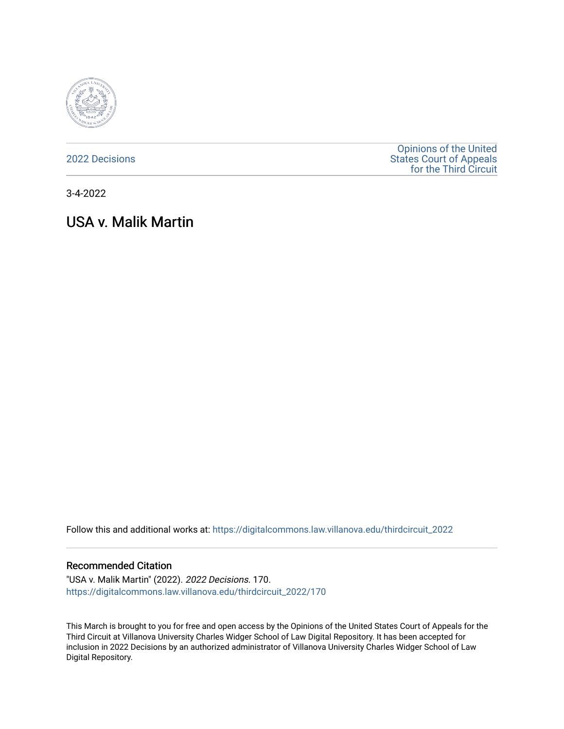2022 Decisions

Opinions of the United States Court of Appeals for the Third Circuit

3-4-2022

# USA v. Malik Martin

Follow this and additional works at: https://digitalcommons.law.villanova.edu/thirdcircuit_2022

## Recommended Citation

"USA v. Malik Martin" (2022). *2022 Decisions*. 170.
https://digitalcommons.law.villanova.edu/thirdcircuit_2022/170

This March is brought to you for free and open access by the Opinions of the United States Court of Appeals for the Third Circuit at Villanova University Charles Widger School of Law Digital Repository. It has been accepted for inclusion in 2022 Decisions by an authorized administrator of Villanova University Charles Widger School of Law Digital Repository.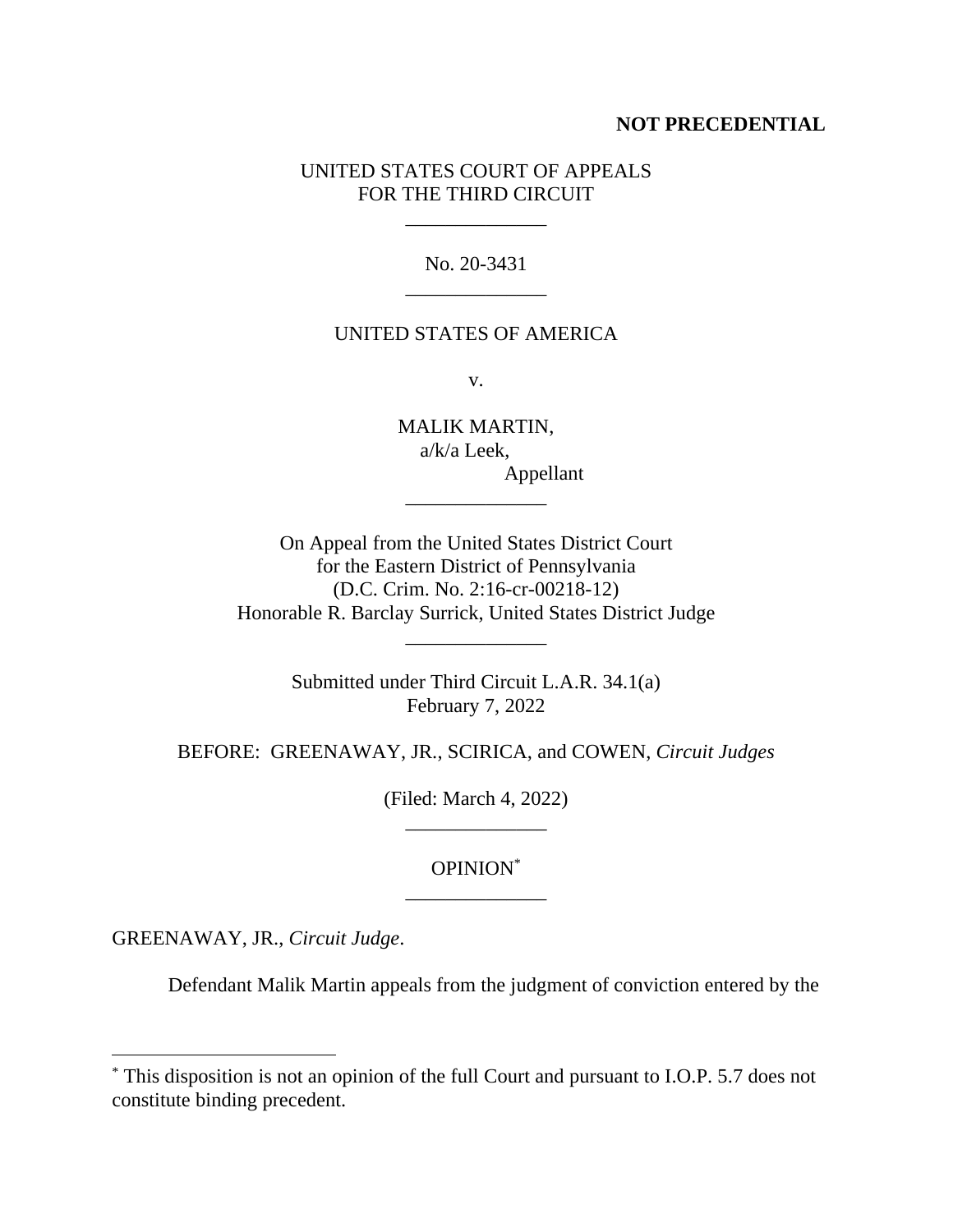**NOT PRECEDENTIAL**

UNITED STATES COURT OF APPEALS
FOR THE THIRD CIRCUIT

\_\_\_\_\_\_\_\_\_\_\_\_\_\_

No. 20-3431

\_\_\_\_\_\_\_\_\_\_\_\_\_\_

UNITED STATES OF AMERICA

v.

MALIK MARTIN,
a/k/a Leek,
Appellant

\_\_\_\_\_\_\_\_\_\_\_\_\_\_

On Appeal from the United States District Court
for the Eastern District of Pennsylvania
(D.C. Crim. No. 2:16-cr-00218-12)
Honorable R. Barclay Surrick, United States District Judge

\_\_\_\_\_\_\_\_\_\_\_\_\_\_

Submitted under Third Circuit L.A.R. 34.1(a)
February 7, 2022

BEFORE: GREENAWAY, JR., SCIRICA, and COWEN, *Circuit Judges*

(Filed: March 4, 2022)

\_\_\_\_\_\_\_\_\_\_\_\_\_\_

OPINION[*]

\_\_\_\_\_\_\_\_\_\_\_\_\_\_

GREENAWAY, JR., *Circuit Judge*.

Defendant Malik Martin appeals from the judgment of conviction entered by the

---

[*] This disposition is not an opinion of the full Court and pursuant to I.O.P. 5.7 does not constitute binding precedent.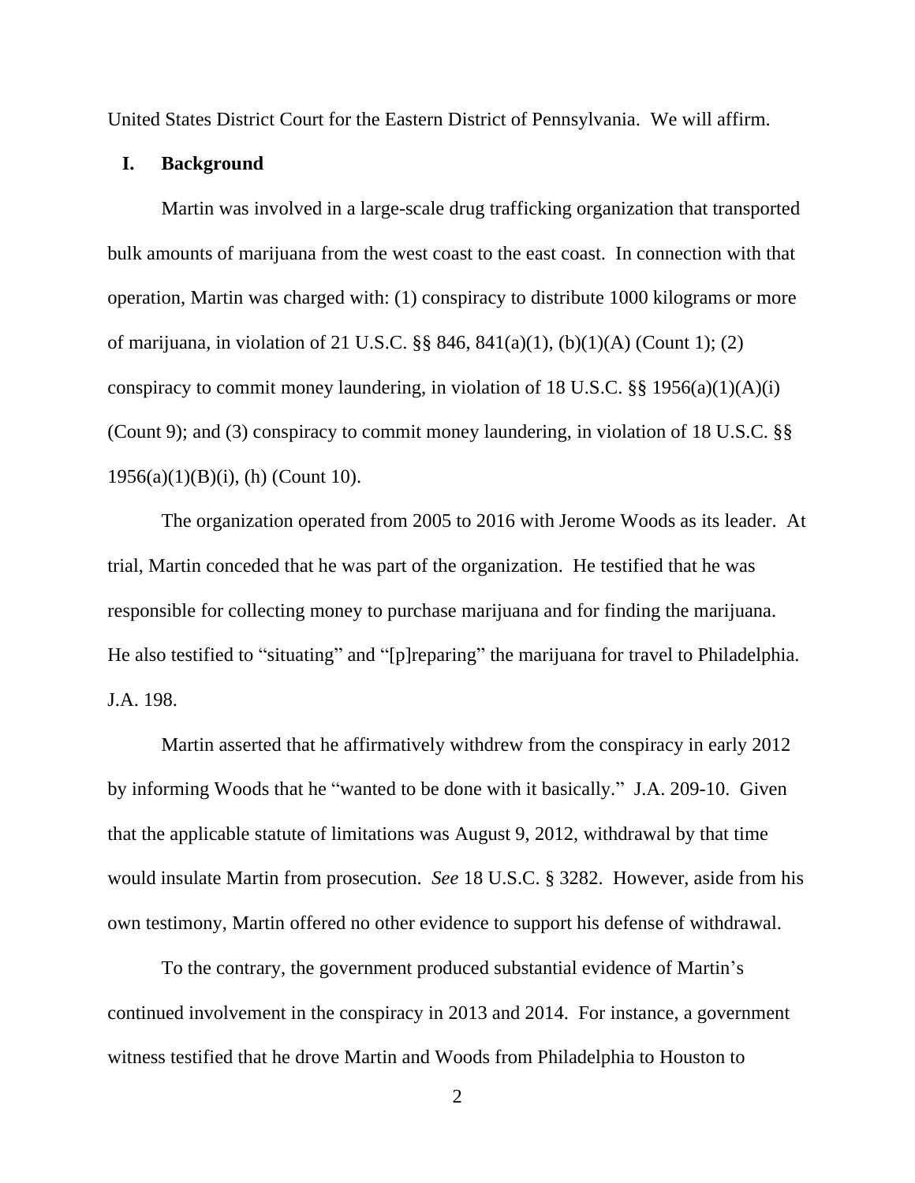United States District Court for the Eastern District of Pennsylvania. We will affirm.

## I. Background

Martin was involved in a large-scale drug trafficking organization that transported bulk amounts of marijuana from the west coast to the east coast. In connection with that operation, Martin was charged with: (1) conspiracy to distribute 1000 kilograms or more of marijuana, in violation of 21 U.S.C. §§ 846, 841(a)(1), (b)(1)(A) (Count 1); (2) conspiracy to commit money laundering, in violation of 18 U.S.C. §§ 1956(a)(1)(A)(i) (Count 9); and (3) conspiracy to commit money laundering, in violation of 18 U.S.C. §§ 1956(a)(1)(B)(i), (h) (Count 10).

The organization operated from 2005 to 2016 with Jerome Woods as its leader. At trial, Martin conceded that he was part of the organization. He testified that he was responsible for collecting money to purchase marijuana and for finding the marijuana. He also testified to "situating" and "[p]reparing" the marijuana for travel to Philadelphia. J.A. 198.

Martin asserted that he affirmatively withdrew from the conspiracy in early 2012 by informing Woods that he "wanted to be done with it basically." J.A. 209-10. Given that the applicable statute of limitations was August 9, 2012, withdrawal by that time would insulate Martin from prosecution. *See* 18 U.S.C. § 3282. However, aside from his own testimony, Martin offered no other evidence to support his defense of withdrawal.

To the contrary, the government produced substantial evidence of Martin's continued involvement in the conspiracy in 2013 and 2014. For instance, a government witness testified that he drove Martin and Woods from Philadelphia to Houston to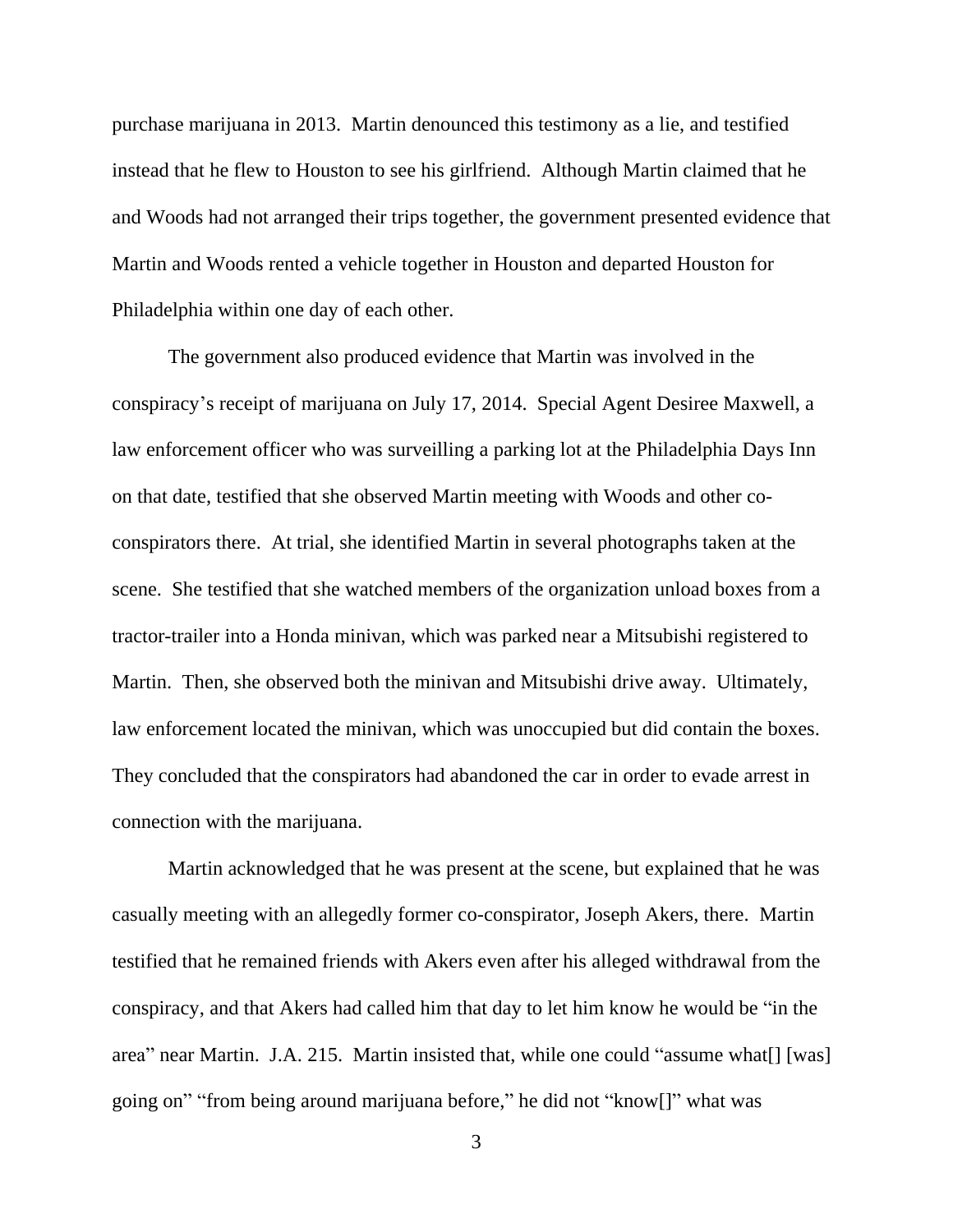purchase marijuana in 2013. Martin denounced this testimony as a lie, and testified instead that he flew to Houston to see his girlfriend. Although Martin claimed that he and Woods had not arranged their trips together, the government presented evidence that Martin and Woods rented a vehicle together in Houston and departed Houston for Philadelphia within one day of each other.

The government also produced evidence that Martin was involved in the conspiracy's receipt of marijuana on July 17, 2014. Special Agent Desiree Maxwell, a law enforcement officer who was surveilling a parking lot at the Philadelphia Days Inn on that date, testified that she observed Martin meeting with Woods and other co-conspirators there. At trial, she identified Martin in several photographs taken at the scene. She testified that she watched members of the organization unload boxes from a tractor-trailer into a Honda minivan, which was parked near a Mitsubishi registered to Martin. Then, she observed both the minivan and Mitsubishi drive away. Ultimately, law enforcement located the minivan, which was unoccupied but did contain the boxes. They concluded that the conspirators had abandoned the car in order to evade arrest in connection with the marijuana.

Martin acknowledged that he was present at the scene, but explained that he was casually meeting with an allegedly former co-conspirator, Joseph Akers, there. Martin testified that he remained friends with Akers even after his alleged withdrawal from the conspiracy, and that Akers had called him that day to let him know he would be "in the area" near Martin. J.A. 215. Martin insisted that, while one could "assume what[] [was] going on" "from being around marijuana before," he did not "know[]" what was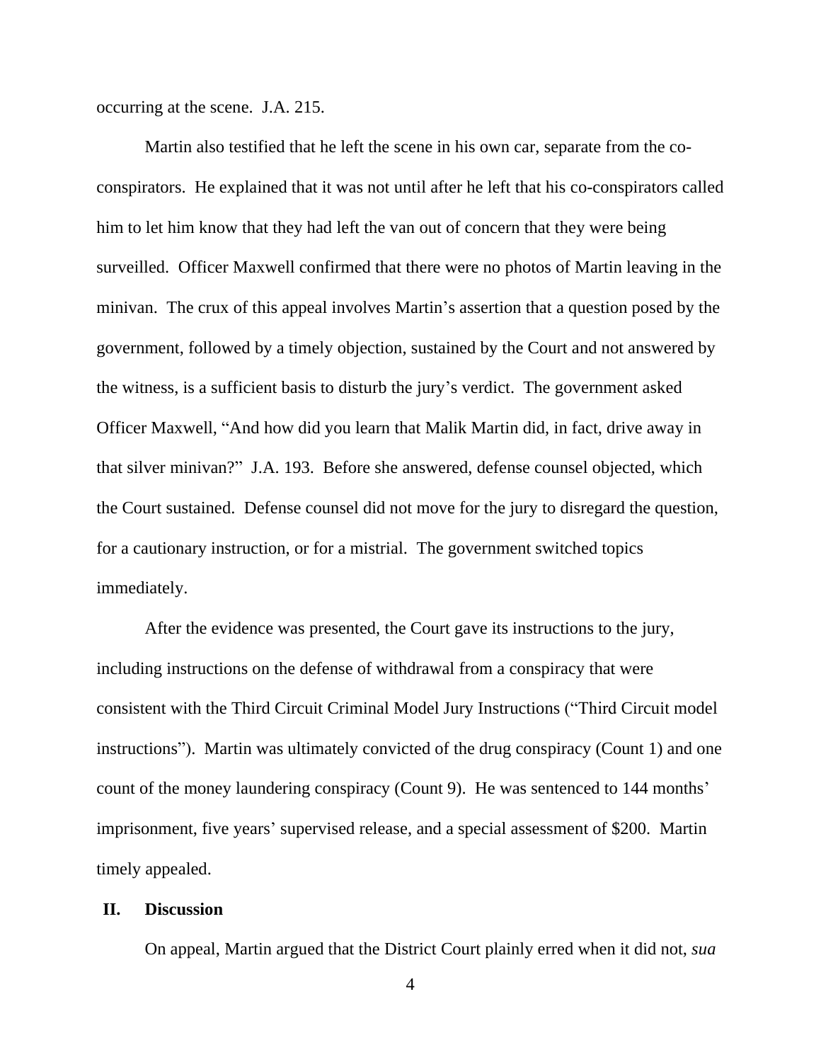occurring at the scene. J.A. 215.

Martin also testified that he left the scene in his own car, separate from the co-conspirators. He explained that it was not until after he left that his co-conspirators called him to let him know that they had left the van out of concern that they were being surveilled. Officer Maxwell confirmed that there were no photos of Martin leaving in the minivan. The crux of this appeal involves Martin's assertion that a question posed by the government, followed by a timely objection, sustained by the Court and not answered by the witness, is a sufficient basis to disturb the jury's verdict. The government asked Officer Maxwell, "And how did you learn that Malik Martin did, in fact, drive away in that silver minivan?" J.A. 193. Before she answered, defense counsel objected, which the Court sustained. Defense counsel did not move for the jury to disregard the question, for a cautionary instruction, or for a mistrial. The government switched topics immediately.

After the evidence was presented, the Court gave its instructions to the jury, including instructions on the defense of withdrawal from a conspiracy that were consistent with the Third Circuit Criminal Model Jury Instructions ("Third Circuit model instructions"). Martin was ultimately convicted of the drug conspiracy (Count 1) and one count of the money laundering conspiracy (Count 9). He was sentenced to 144 months' imprisonment, five years' supervised release, and a special assessment of $200. Martin timely appealed.

## II. Discussion

On appeal, Martin argued that the District Court plainly erred when it did not, *sua*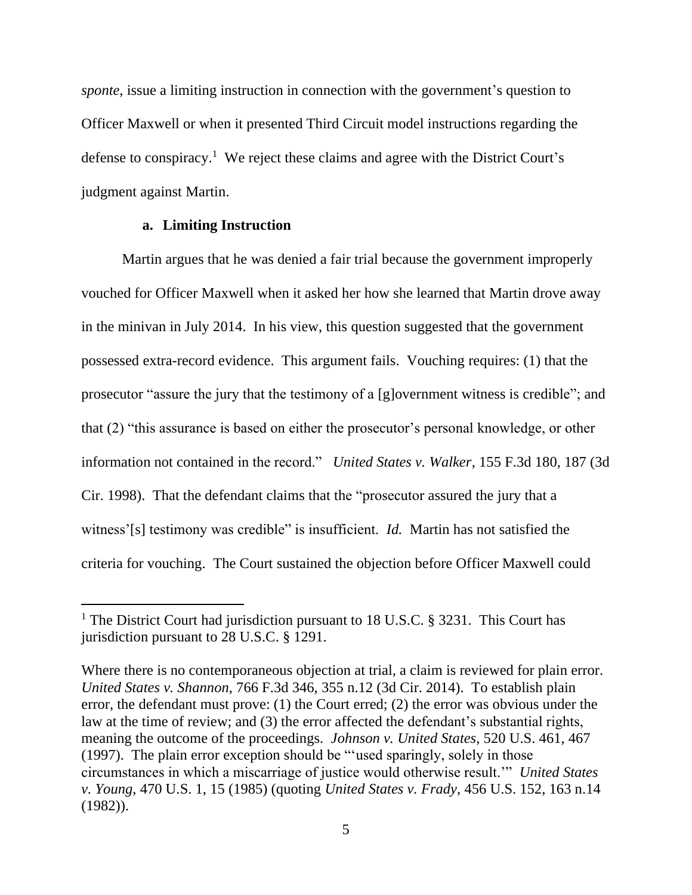*sponte*, issue a limiting instruction in connection with the government's question to Officer Maxwell or when it presented Third Circuit model instructions regarding the defense to conspiracy.[1] We reject these claims and agree with the District Court's judgment against Martin.

### a. Limiting Instruction

Martin argues that he was denied a fair trial because the government improperly vouched for Officer Maxwell when it asked her how she learned that Martin drove away in the minivan in July 2014. In his view, this question suggested that the government possessed extra-record evidence. This argument fails. Vouching requires: (1) that the prosecutor "assure the jury that the testimony of a [g]overnment witness is credible"; and that (2) "this assurance is based on either the prosecutor's personal knowledge, or other information not contained in the record." *United States v. Walker*, 155 F.3d 180, 187 (3d Cir. 1998). That the defendant claims that the "prosecutor assured the jury that a witness'[s] testimony was credible" is insufficient. *Id.* Martin has not satisfied the criteria for vouching. The Court sustained the objection before Officer Maxwell could

---

[1] The District Court had jurisdiction pursuant to 18 U.S.C. § 3231. This Court has jurisdiction pursuant to 28 U.S.C. § 1291.

Where there is no contemporaneous objection at trial, a claim is reviewed for plain error. *United States v. Shannon*, 766 F.3d 346, 355 n.12 (3d Cir. 2014). To establish plain error, the defendant must prove: (1) the Court erred; (2) the error was obvious under the law at the time of review; and (3) the error affected the defendant's substantial rights, meaning the outcome of the proceedings. *Johnson v. United States*, 520 U.S. 461, 467 (1997). The plain error exception should be "'used sparingly, solely in those circumstances in which a miscarriage of justice would otherwise result.'" *United States v. Young*, 470 U.S. 1, 15 (1985) (quoting *United States v. Frady*, 456 U.S. 152, 163 n.14 (1982)).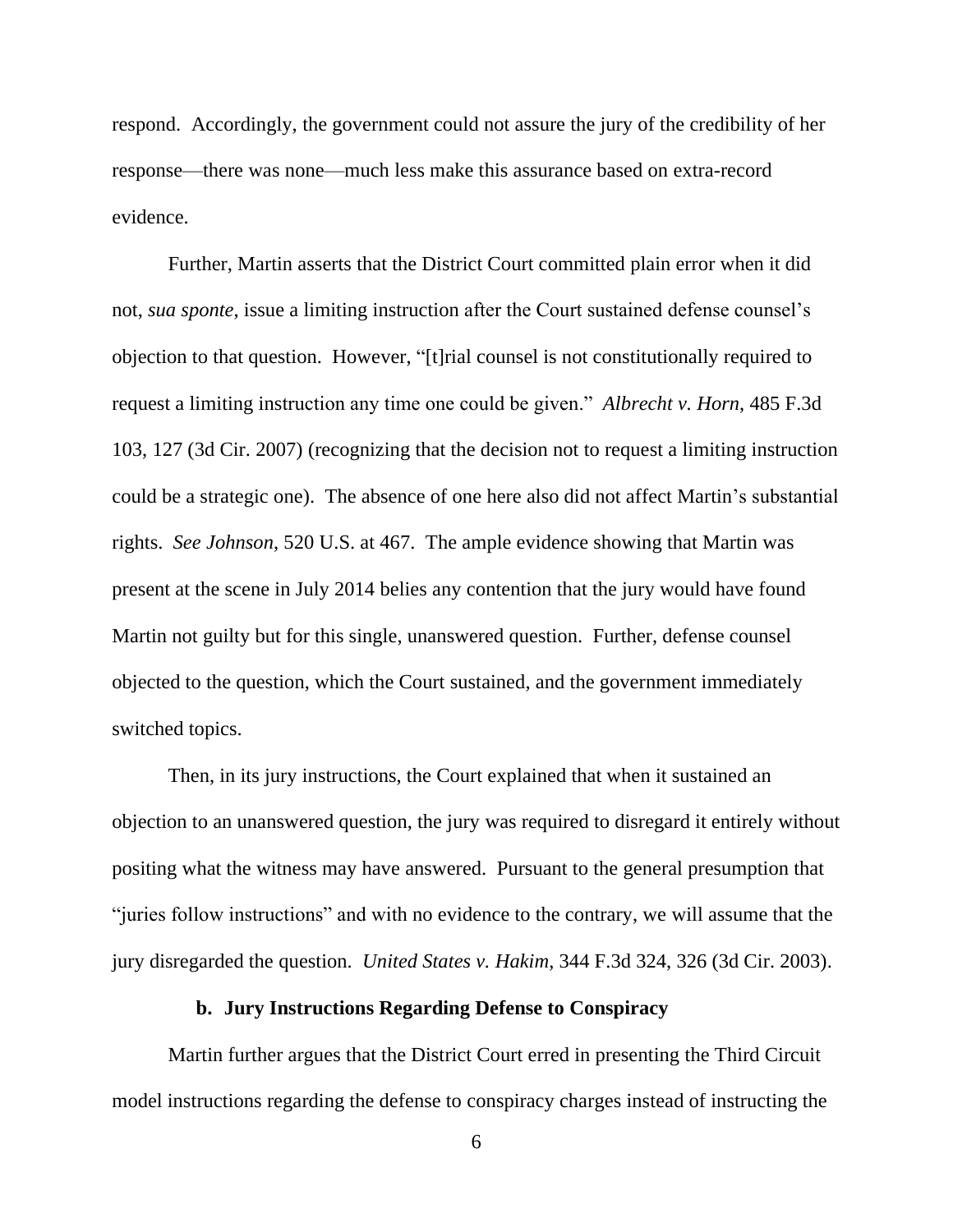respond. Accordingly, the government could not assure the jury of the credibility of her response—there was none—much less make this assurance based on extra-record evidence.

Further, Martin asserts that the District Court committed plain error when it did not, *sua sponte*, issue a limiting instruction after the Court sustained defense counsel's objection to that question. However, "[t]rial counsel is not constitutionally required to request a limiting instruction any time one could be given." *Albrecht v. Horn*, 485 F.3d 103, 127 (3d Cir. 2007) (recognizing that the decision not to request a limiting instruction could be a strategic one). The absence of one here also did not affect Martin's substantial rights. *See Johnson*, 520 U.S. at 467. The ample evidence showing that Martin was present at the scene in July 2014 belies any contention that the jury would have found Martin not guilty but for this single, unanswered question. Further, defense counsel objected to the question, which the Court sustained, and the government immediately switched topics.

Then, in its jury instructions, the Court explained that when it sustained an objection to an unanswered question, the jury was required to disregard it entirely without positing what the witness may have answered. Pursuant to the general presumption that "juries follow instructions" and with no evidence to the contrary, we will assume that the jury disregarded the question. *United States v. Hakim*, 344 F.3d 324, 326 (3d Cir. 2003).

**b. Jury Instructions Regarding Defense to Conspiracy**

Martin further argues that the District Court erred in presenting the Third Circuit model instructions regarding the defense to conspiracy charges instead of instructing the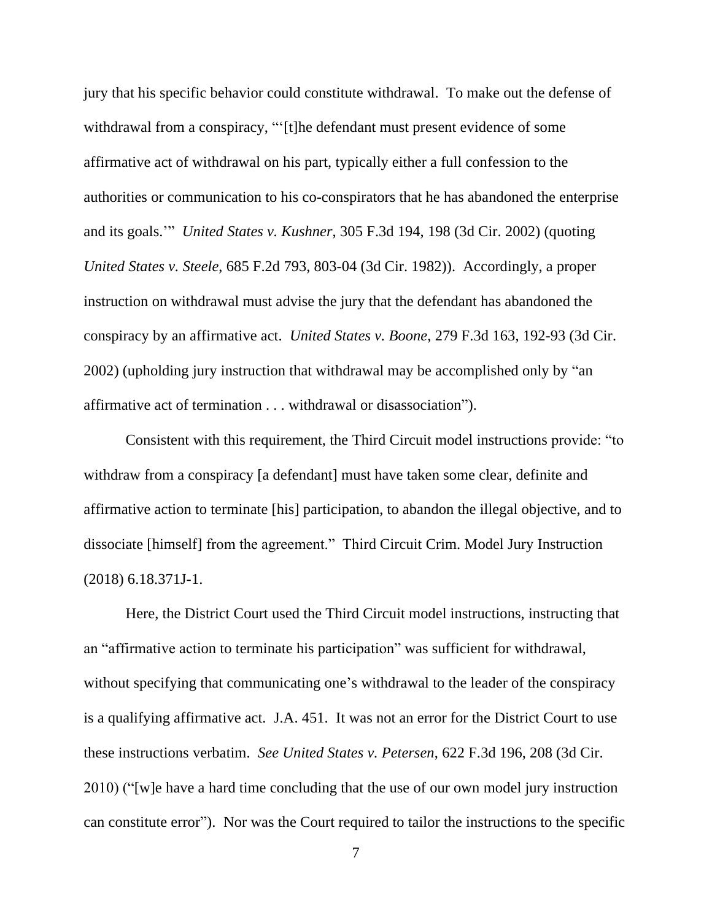jury that his specific behavior could constitute withdrawal. To make out the defense of withdrawal from a conspiracy, "'[t]he defendant must present evidence of some affirmative act of withdrawal on his part, typically either a full confession to the authorities or communication to his co-conspirators that he has abandoned the enterprise and its goals.'" *United States v. Kushner*, 305 F.3d 194, 198 (3d Cir. 2002) (quoting *United States v. Steele*, 685 F.2d 793, 803-04 (3d Cir. 1982)). Accordingly, a proper instruction on withdrawal must advise the jury that the defendant has abandoned the conspiracy by an affirmative act. *United States v. Boone*, 279 F.3d 163, 192-93 (3d Cir. 2002) (upholding jury instruction that withdrawal may be accomplished only by "an affirmative act of termination . . . withdrawal or disassociation").

Consistent with this requirement, the Third Circuit model instructions provide: "to withdraw from a conspiracy [a defendant] must have taken some clear, definite and affirmative action to terminate [his] participation, to abandon the illegal objective, and to dissociate [himself] from the agreement." Third Circuit Crim. Model Jury Instruction (2018) 6.18.371J-1.

Here, the District Court used the Third Circuit model instructions, instructing that an "affirmative action to terminate his participation" was sufficient for withdrawal, without specifying that communicating one's withdrawal to the leader of the conspiracy is a qualifying affirmative act. J.A. 451. It was not an error for the District Court to use these instructions verbatim. *See United States v. Petersen*, 622 F.3d 196, 208 (3d Cir. 2010) ("[w]e have a hard time concluding that the use of our own model jury instruction can constitute error"). Nor was the Court required to tailor the instructions to the specific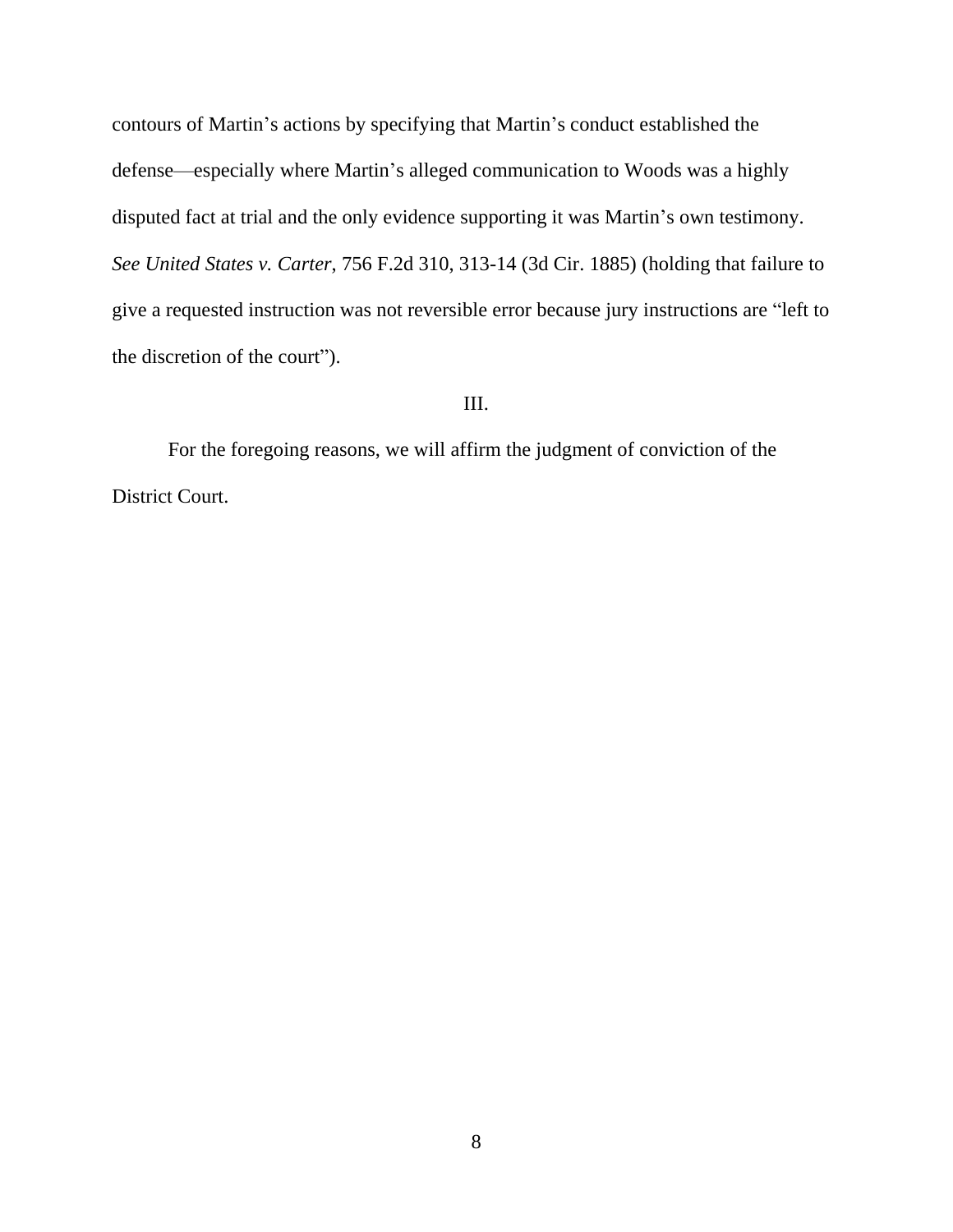contours of Martin's actions by specifying that Martin's conduct established the defense—especially where Martin's alleged communication to Woods was a highly disputed fact at trial and the only evidence supporting it was Martin's own testimony. *See United States v. Carter*, 756 F.2d 310, 313-14 (3d Cir. 1885) (holding that failure to give a requested instruction was not reversible error because jury instructions are "left to the discretion of the court").

III.

For the foregoing reasons, we will affirm the judgment of conviction of the District Court.